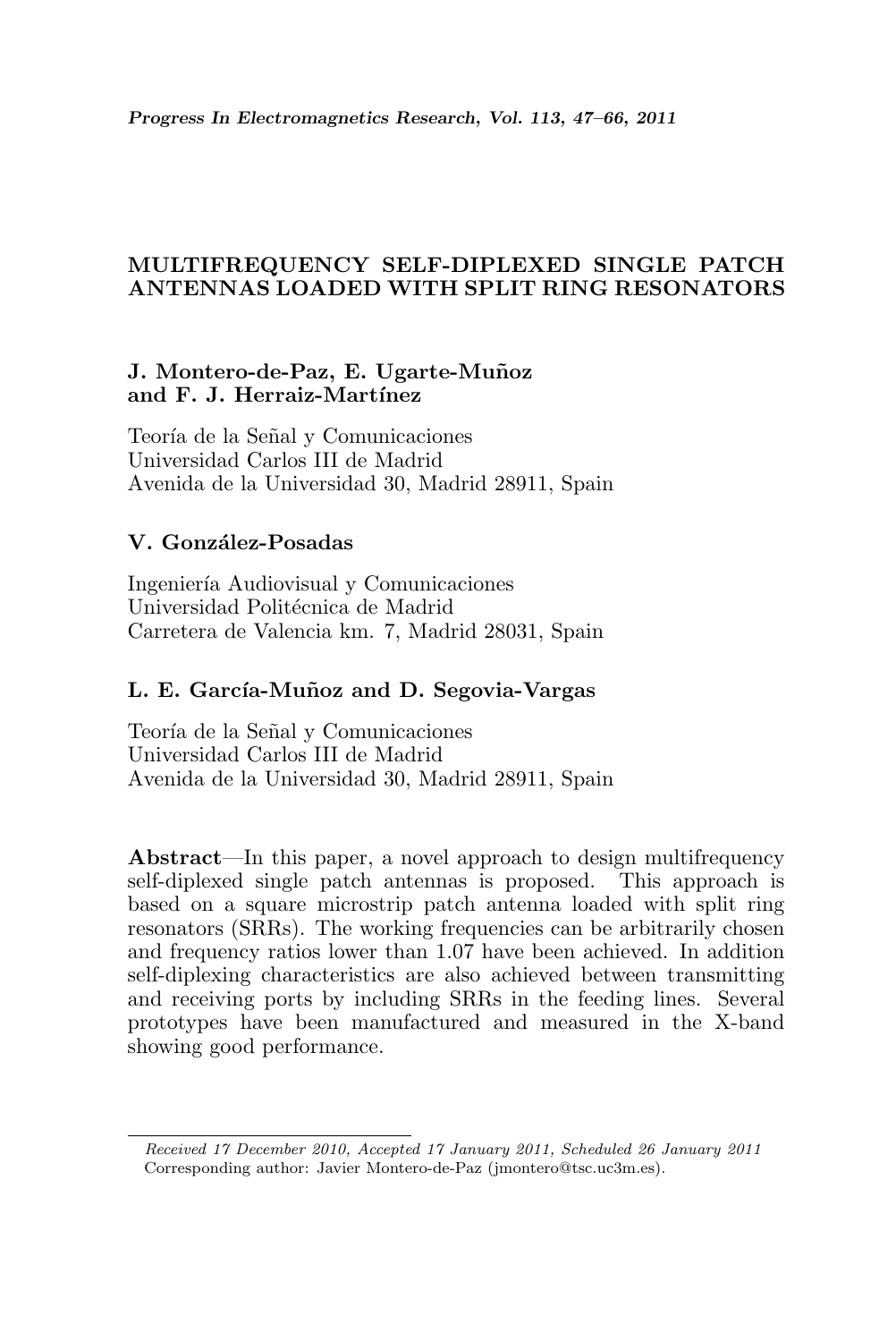# MULTIFREQUENCY SELF-DIPLEXED SINGLE PATCH ANTENNAS LOADED WITH SPLIT RING RESONATORS

**J. Montero-de-Paz, E. Ugarte-Muñoz and F. J. Herraiz-Martínez**

Teoría de la Señal y Comunicaciones
Universidad Carlos III de Madrid
Avenida de la Universidad 30, Madrid 28911, Spain

**V. González-Posadas**

Ingeniería Audiovisual y Comunicaciones
Universidad Politécnica de Madrid
Carretera de Valencia km. 7, Madrid 28031, Spain

**L. E. García-Muñoz and D. Segovia-Vargas**

Teoría de la Señal y Comunicaciones
Universidad Carlos III de Madrid
Avenida de la Universidad 30, Madrid 28911, Spain

**Abstract**—In this paper, a novel approach to design multifrequency self-diplexed single patch antennas is proposed. This approach is based on a square microstrip patch antenna loaded with split ring resonators (SRRs). The working frequencies can be arbitrarily chosen and frequency ratios lower than 1.07 have been achieved. In addition self-diplexing characteristics are also achieved between transmitting and receiving ports by including SRRs in the feeding lines. Several prototypes have been manufactured and measured in the X-band showing good performance.

---

*Received 17 December 2010, Accepted 17 January 2011, Scheduled 26 January 2011*
Corresponding author: Javier Montero-de-Paz (jmontero@tsc.uc3m.es).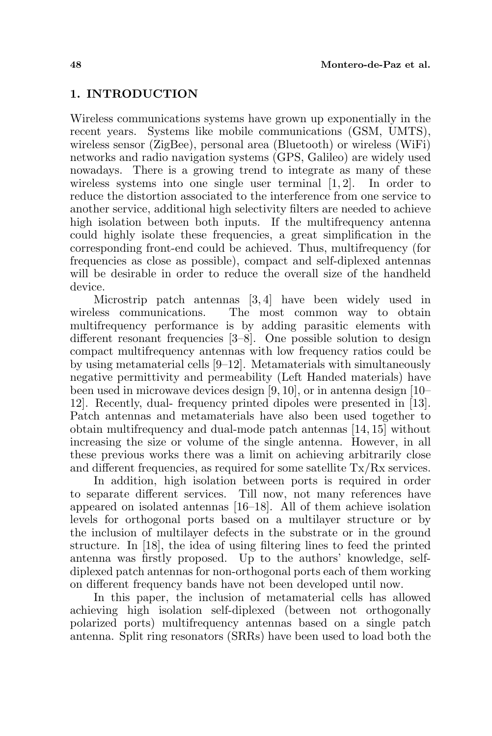## 1. INTRODUCTION

Wireless communications systems have grown up exponentially in the recent years. Systems like mobile communications (GSM, UMTS), wireless sensor (ZigBee), personal area (Bluetooth) or wireless (WiFi) networks and radio navigation systems (GPS, Galileo) are widely used nowadays. There is a growing trend to integrate as many of these wireless systems into one single user terminal [1, 2]. In order to reduce the distortion associated to the interference from one service to another service, additional high selectivity filters are needed to achieve high isolation between both inputs. If the multifrequency antenna could highly isolate these frequencies, a great simplification in the corresponding front-end could be achieved. Thus, multifrequency (for frequencies as close as possible), compact and self-diplexed antennas will be desirable in order to reduce the overall size of the handheld device.

Microstrip patch antennas [3, 4] have been widely used in wireless communications. The most common way to obtain multifrequency performance is by adding parasitic elements with different resonant frequencies [3–8]. One possible solution to design compact multifrequency antennas with low frequency ratios could be by using metamaterial cells [9–12]. Metamaterials with simultaneously negative permittivity and permeability (Left Handed materials) have been used in microwave devices design [9, 10], or in antenna design [10–12]. Recently, dual- frequency printed dipoles were presented in [13]. Patch antennas and metamaterials have also been used together to obtain multifrequency and dual-mode patch antennas [14, 15] without increasing the size or volume of the single antenna. However, in all these previous works there was a limit on achieving arbitrarily close and different frequencies, as required for some satellite Tx/Rx services.

In addition, high isolation between ports is required in order to separate different services. Till now, not many references have appeared on isolated antennas [16–18]. All of them achieve isolation levels for orthogonal ports based on a multilayer structure or by the inclusion of multilayer defects in the substrate or in the ground structure. In [18], the idea of using filtering lines to feed the printed antenna was firstly proposed. Up to the authors' knowledge, self-diplexed patch antennas for non-orthogonal ports each of them working on different frequency bands have not been developed until now.

In this paper, the inclusion of metamaterial cells has allowed achieving high isolation self-diplexed (between not orthogonally polarized ports) multifrequency antennas based on a single patch antenna. Split ring resonators (SRRs) have been used to load both the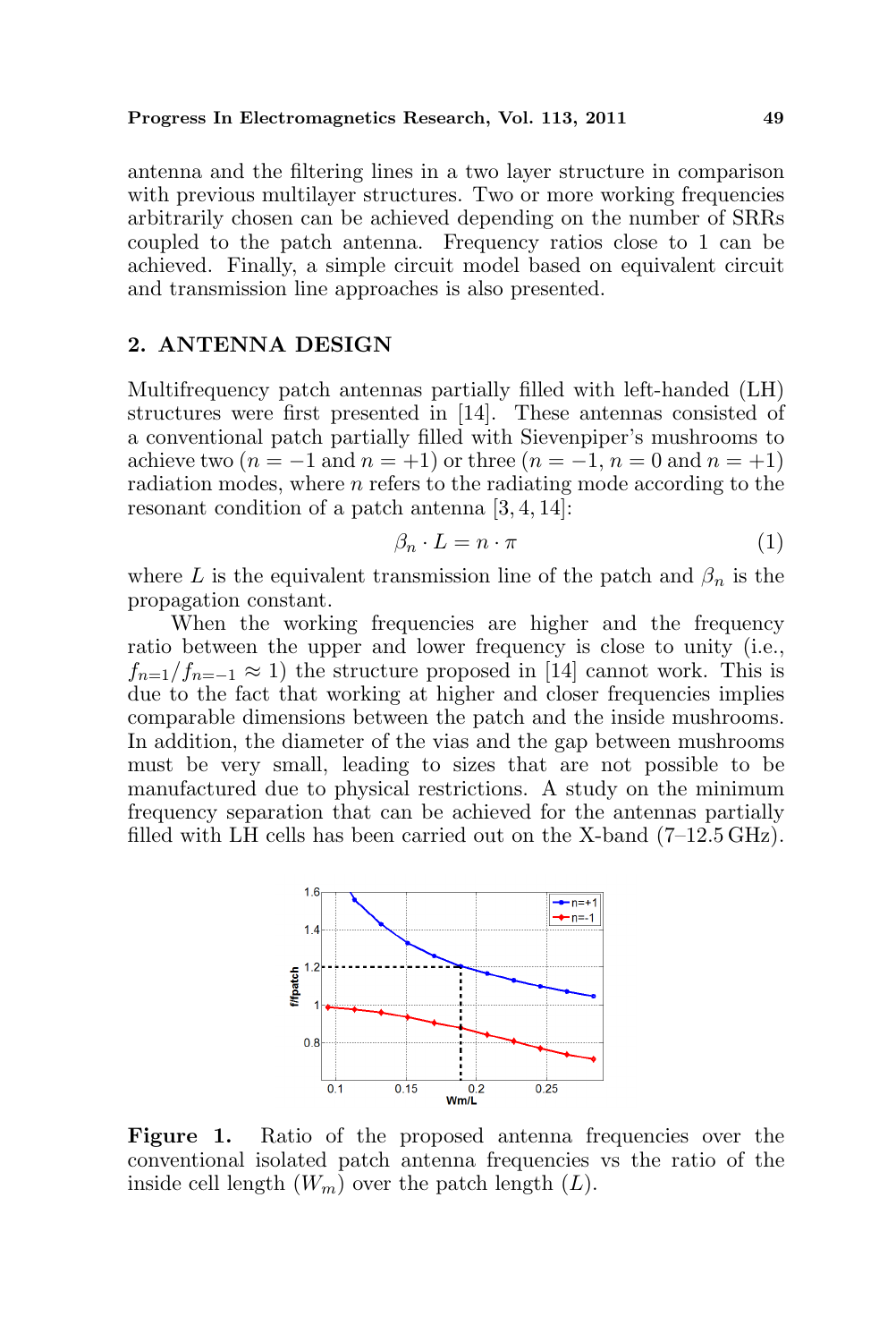antenna and the filtering lines in a two layer structure in comparison with previous multilayer structures. Two or more working frequencies arbitrarily chosen can be achieved depending on the number of SRRs coupled to the patch antenna. Frequency ratios close to 1 can be achieved. Finally, a simple circuit model based on equivalent circuit and transmission line approaches is also presented.

## 2. ANTENNA DESIGN

Multifrequency patch antennas partially filled with left-handed (LH) structures were first presented in [14]. These antennas consisted of a conventional patch partially filled with Sievenpiper's mushrooms to achieve two ($n = -1$ and $n = +1$) or three ($n = -1$, $n = 0$ and $n = +1$) radiation modes, where $n$ refers to the radiating mode according to the resonant condition of a patch antenna [3, 4, 14]:

$$\beta_n \cdot L = n \cdot \pi \tag{1}$$

where $L$ is the equivalent transmission line of the patch and $\beta_n$ is the propagation constant.

When the working frequencies are higher and the frequency ratio between the upper and lower frequency is close to unity (i.e., $f_{n=1}/f_{n=-1} \approx 1$) the structure proposed in [14] cannot work. This is due to the fact that working at higher and closer frequencies implies comparable dimensions between the patch and the inside mushrooms. In addition, the diameter of the vias and the gap between mushrooms must be very small, leading to sizes that are not possible to be manufactured due to physical restrictions. A study on the minimum frequency separation that can be achieved for the antennas partially filled with LH cells has been carried out on the X-band (7–12.5 GHz).

**Figure 1.** Ratio of the proposed antenna frequencies over the conventional isolated patch antenna frequencies vs the ratio of the inside cell length ($W_m$) over the patch length ($L$).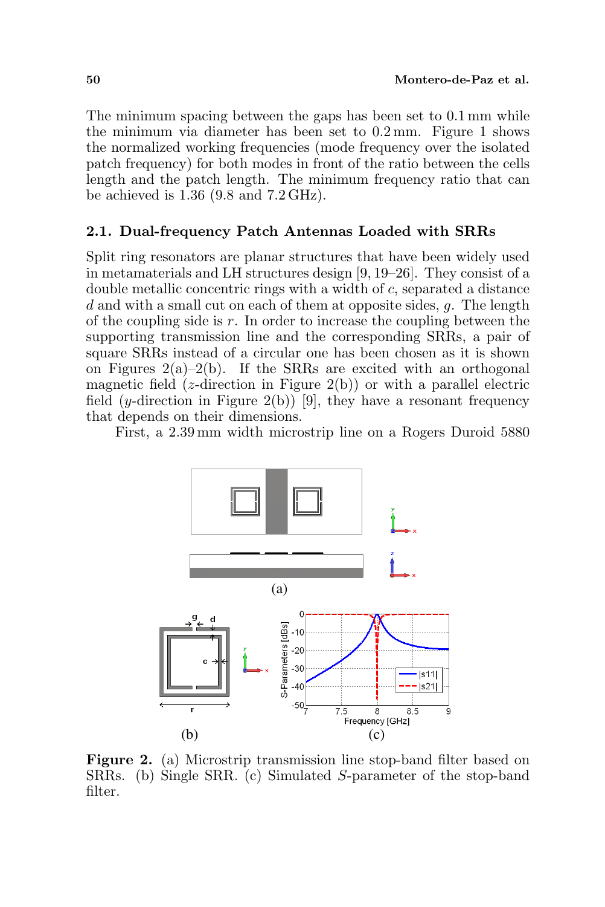The minimum spacing between the gaps has been set to 0.1 mm while the minimum via diameter has been set to 0.2 mm. Figure 1 shows the normalized working frequencies (mode frequency over the isolated patch frequency) for both modes in front of the ratio between the cells length and the patch length. The minimum frequency ratio that can be achieved is 1.36 (9.8 and 7.2 GHz).

### 2.1. Dual-frequency Patch Antennas Loaded with SRRs

Split ring resonators are planar structures that have been widely used in metamaterials and LH structures design [9, 19–26]. They consist of a double metallic concentric rings with a width of $c$, separated a distance $d$ and with a small cut on each of them at opposite sides, $g$. The length of the coupling side is $r$. In order to increase the coupling between the supporting transmission line and the corresponding SRRs, a pair of square SRRs instead of a circular one has been chosen as it is shown on Figures 2(a)–2(b). If the SRRs are excited with an orthogonal magnetic field ($z$-direction in Figure 2(b)) or with a parallel electric field ($y$-direction in Figure 2(b)) [9], they have a resonant frequency that depends on their dimensions.

First, a 2.39 mm width microstrip line on a Rogers Duroid 5880

**Figure 2.** (a) Microstrip transmission line stop-band filter based on SRRs. (b) Single SRR. (c) Simulated $S$-parameter of the stop-band filter.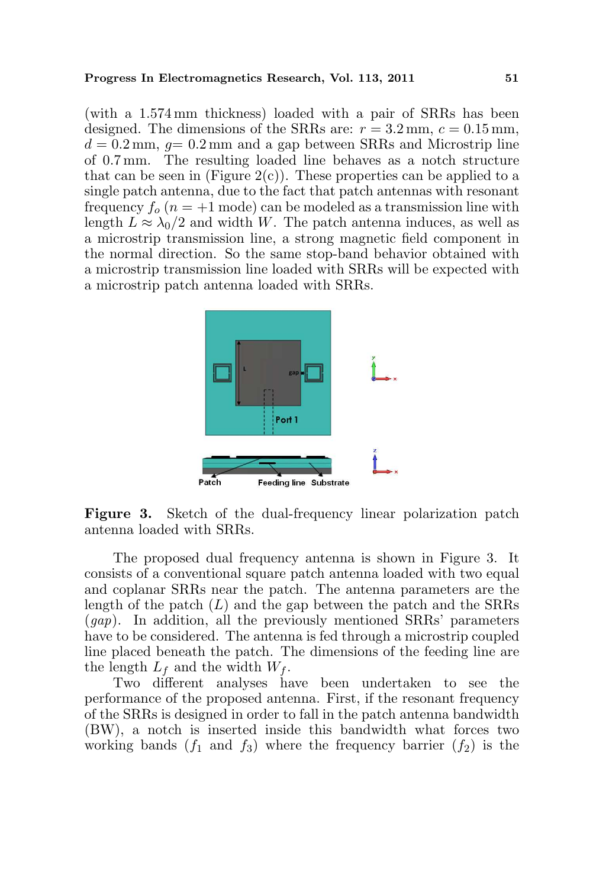(with a 1.574 mm thickness) loaded with a pair of SRRs has been designed. The dimensions of the SRRs are: $r = 3.2$ mm, $c = 0.15$ mm, $d = 0.2$ mm, $g = 0.2$ mm and a gap between SRRs and Microstrip line of 0.7 mm. The resulting loaded line behaves as a notch structure that can be seen in (Figure 2(c)). These properties can be applied to a single patch antenna, due to the fact that patch antennas with resonant frequency $f_o$ ($n = +1$ mode) can be modeled as a transmission line with length $L \approx \lambda_0/2$ and width $W$. The patch antenna induces, as well as a microstrip transmission line, a strong magnetic field component in the normal direction. So the same stop-band behavior obtained with a microstrip transmission line loaded with SRRs will be expected with a microstrip patch antenna loaded with SRRs.

**Figure 3.** Sketch of the dual-frequency linear polarization patch antenna loaded with SRRs.

The proposed dual frequency antenna is shown in Figure 3. It consists of a conventional square patch antenna loaded with two equal and coplanar SRRs near the patch. The antenna parameters are the length of the patch ($L$) and the gap between the patch and the SRRs ($gap$). In addition, all the previously mentioned SRRs' parameters have to be considered. The antenna is fed through a microstrip coupled line placed beneath the patch. The dimensions of the feeding line are the length $L_f$ and the width $W_f$.

Two different analyses have been undertaken to see the performance of the proposed antenna. First, if the resonant frequency of the SRRs is designed in order to fall in the patch antenna bandwidth (BW), a notch is inserted inside this bandwidth what forces two working bands ($f_1$ and $f_3$) where the frequency barrier ($f_2$) is the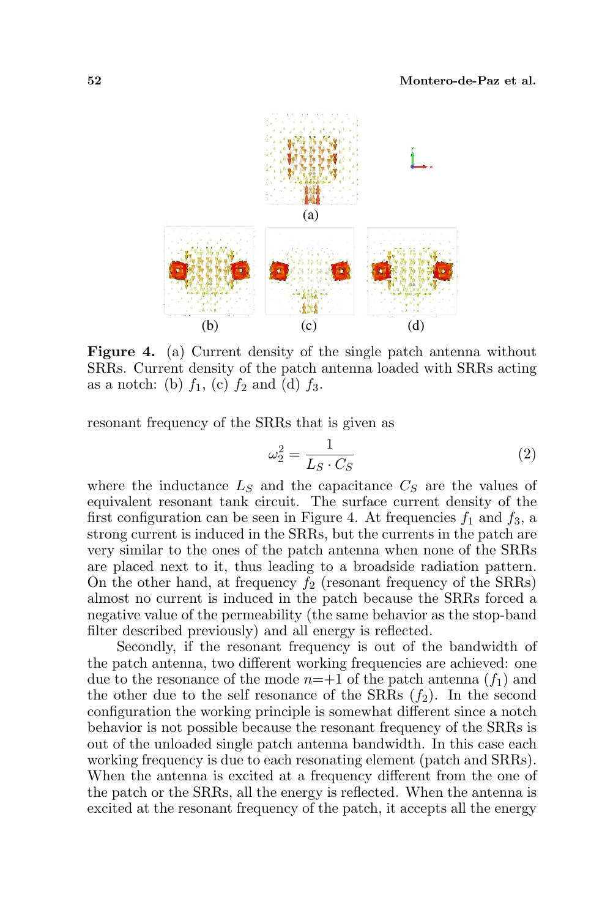Figure 4. (a) Current density of the single patch antenna without SRRs. Current density of the patch antenna loaded with SRRs acting as a notch: (b) $f_1$, (c) $f_2$ and (d) $f_3$.

resonant frequency of the SRRs that is given as

$$\omega_2^2 = \frac{1}{L_S \cdot C_S} \tag{2}$$

where the inductance $L_S$ and the capacitance $C_S$ are the values of equivalent resonant tank circuit. The surface current density of the first configuration can be seen in Figure 4. At frequencies $f_1$ and $f_3$, a strong current is induced in the SRRs, but the currents in the patch are very similar to the ones of the patch antenna when none of the SRRs are placed next to it, thus leading to a broadside radiation pattern. On the other hand, at frequency $f_2$ (resonant frequency of the SRRs) almost no current is induced in the patch because the SRRs forced a negative value of the permeability (the same behavior as the stop-band filter described previously) and all energy is reflected.

Secondly, if the resonant frequency is out of the bandwidth of the patch antenna, two different working frequencies are achieved: one due to the resonance of the mode $n=+1$ of the patch antenna ($f_1$) and the other due to the self resonance of the SRRs ($f_2$). In the second configuration the working principle is somewhat different since a notch behavior is not possible because the resonant frequency of the SRRs is out of the unloaded single patch antenna bandwidth. In this case each working frequency is due to each resonating element (patch and SRRs). When the antenna is excited at a frequency different from the one of the patch or the SRRs, all the energy is reflected. When the antenna is excited at the resonant frequency of the patch, it accepts all the energy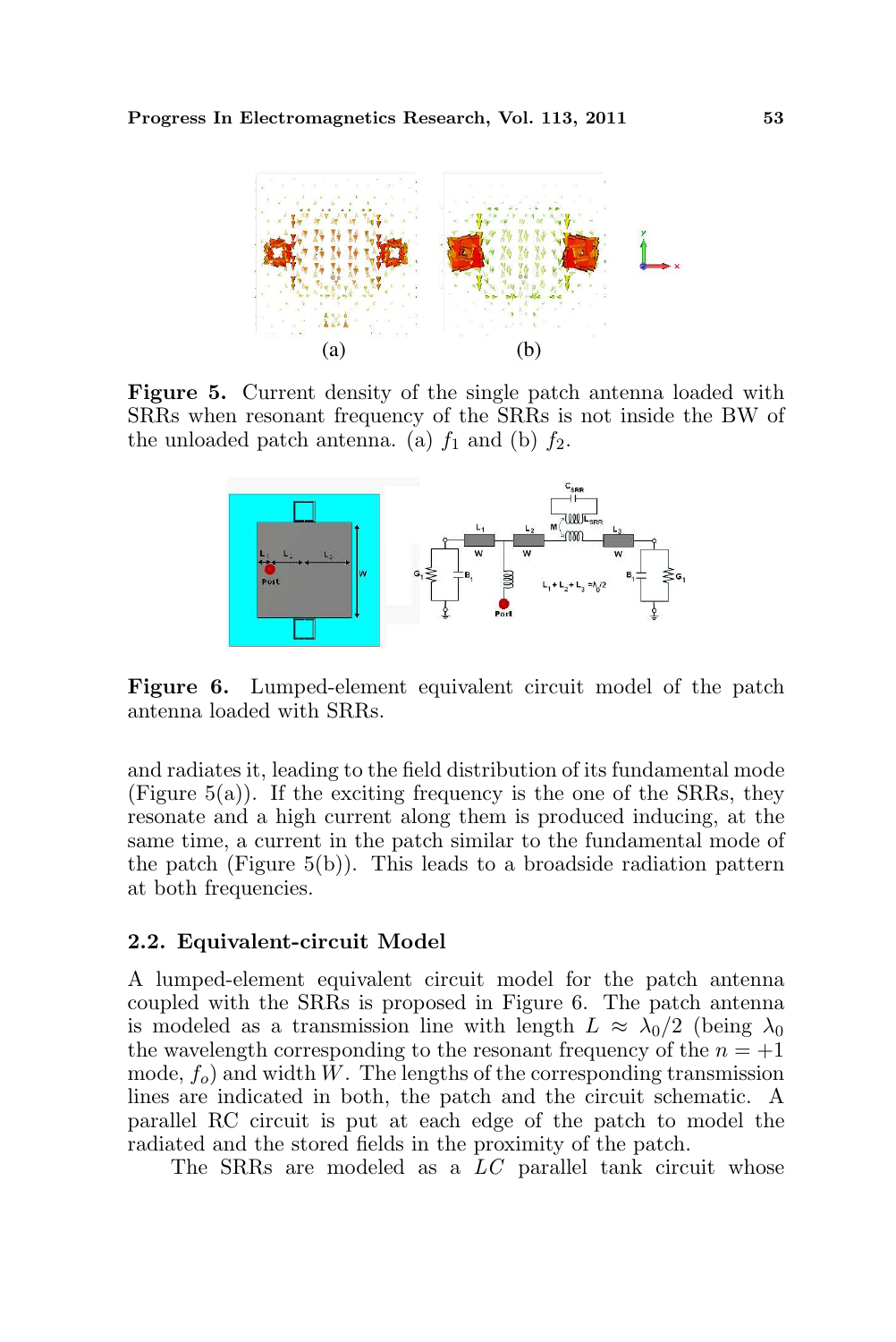Figure 5. Current density of the single patch antenna loaded with SRRs when resonant frequency of the SRRs is not inside the BW of the unloaded patch antenna. (a) $f_1$ and (b) $f_2$.

Figure 6. Lumped-element equivalent circuit model of the patch antenna loaded with SRRs.

and radiates it, leading to the field distribution of its fundamental mode (Figure 5(a)). If the exciting frequency is the one of the SRRs, they resonate and a high current along them is produced inducing, at the same time, a current in the patch similar to the fundamental mode of the patch (Figure 5(b)). This leads to a broadside radiation pattern at both frequencies.

### 2.2. Equivalent-circuit Model

A lumped-element equivalent circuit model for the patch antenna coupled with the SRRs is proposed in Figure 6. The patch antenna is modeled as a transmission line with length $L \approx \lambda_0/2$ (being $\lambda_0$ the wavelength corresponding to the resonant frequency of the $n = +1$ mode, $f_o$) and width $W$. The lengths of the corresponding transmission lines are indicated in both, the patch and the circuit schematic. A parallel RC circuit is put at each edge of the patch to model the radiated and the stored fields in the proximity of the patch.

The SRRs are modeled as a $LC$ parallel tank circuit whose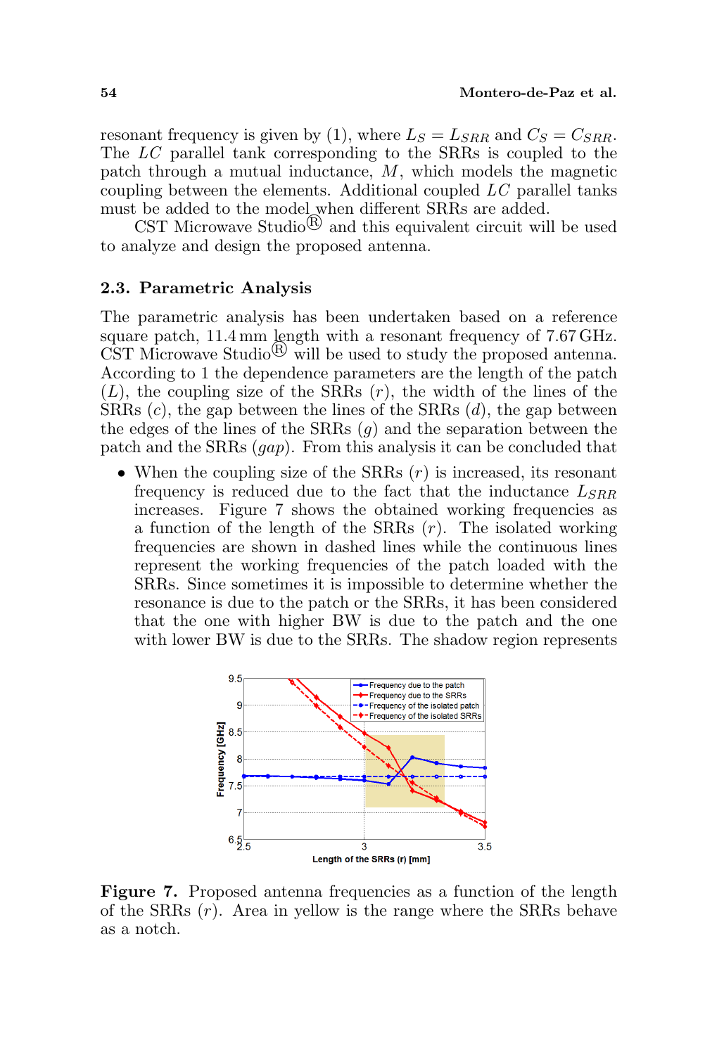resonant frequency is given by (1), where $L_S = L_{SRR}$ and $C_S = C_{SRR}$. The $LC$ parallel tank corresponding to the SRRs is coupled to the patch through a mutual inductance, $M$, which models the magnetic coupling between the elements. Additional coupled $LC$ parallel tanks must be added to the model when different SRRs are added.

CST Microwave Studio® and this equivalent circuit will be used to analyze and design the proposed antenna.

### 2.3. Parametric Analysis

The parametric analysis has been undertaken based on a reference square patch, 11.4 mm length with a resonant frequency of 7.67 GHz. CST Microwave Studio® will be used to study the proposed antenna. According to 1 the dependence parameters are the length of the patch ($L$), the coupling size of the SRRs ($r$), the width of the lines of the SRRs ($c$), the gap between the lines of the SRRs ($d$), the gap between the edges of the lines of the SRRs ($g$) and the separation between the patch and the SRRs ($gap$). From this analysis it can be concluded that

- When the coupling size of the SRRs ($r$) is increased, its resonant frequency is reduced due to the fact that the inductance $L_{SRR}$ increases. Figure 7 shows the obtained working frequencies as a function of the length of the SRRs ($r$). The isolated working frequencies are shown in dashed lines while the continuous lines represent the working frequencies of the patch loaded with the SRRs. Since sometimes it is impossible to determine whether the resonance is due to the patch or the SRRs, it has been considered that the one with higher BW is due to the patch and the one with lower BW is due to the SRRs. The shadow region represents

**Figure 7.** Proposed antenna frequencies as a function of the length of the SRRs ($r$). Area in yellow is the range where the SRRs behave as a notch.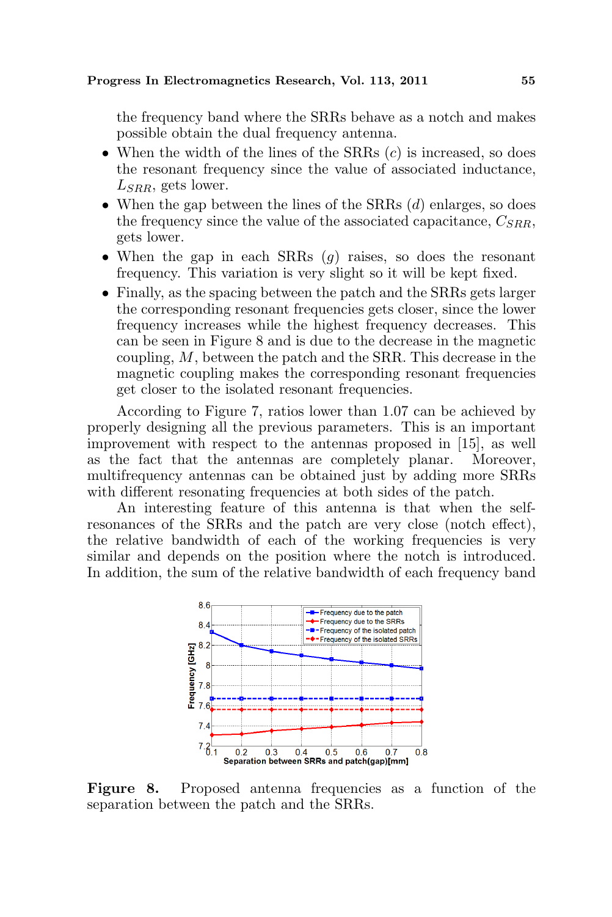the frequency band where the SRRs behave as a notch and makes possible obtain the dual frequency antenna.

- When the width of the lines of the SRRs ($c$) is increased, so does the resonant frequency since the value of associated inductance, $L_{SRR}$, gets lower.
- When the gap between the lines of the SRRs ($d$) enlarges, so does the frequency since the value of the associated capacitance, $C_{SRR}$, gets lower.
- When the gap in each SRRs ($g$) raises, so does the resonant frequency. This variation is very slight so it will be kept fixed.
- Finally, as the spacing between the patch and the SRRs gets larger the corresponding resonant frequencies gets closer, since the lower frequency increases while the highest frequency decreases. This can be seen in Figure 8 and is due to the decrease in the magnetic coupling, $M$, between the patch and the SRR. This decrease in the magnetic coupling makes the corresponding resonant frequencies get closer to the isolated resonant frequencies.

According to Figure 7, ratios lower than 1.07 can be achieved by properly designing all the previous parameters. This is an important improvement with respect to the antennas proposed in [15], as well as the fact that the antennas are completely planar. Moreover, multifrequency antennas can be obtained just by adding more SRRs with different resonating frequencies at both sides of the patch.

An interesting feature of this antenna is that when the self-resonances of the SRRs and the patch are very close (notch effect), the relative bandwidth of each of the working frequencies is very similar and depends on the position where the notch is introduced. In addition, the sum of the relative bandwidth of each frequency band

**Figure 8.** Proposed antenna frequencies as a function of the separation between the patch and the SRRs.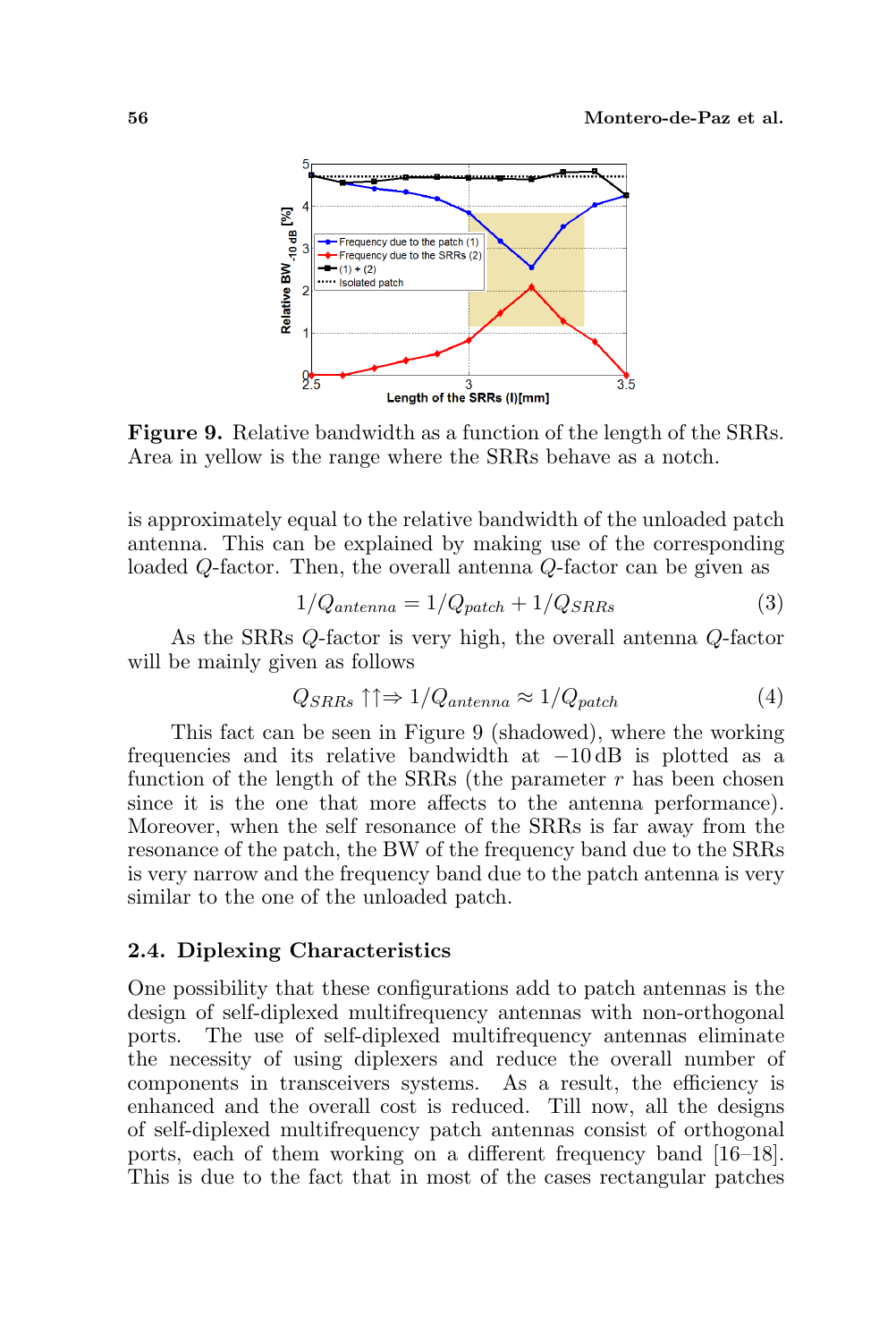**Figure 9.** Relative bandwidth as a function of the length of the SRRs. Area in yellow is the range where the SRRs behave as a notch.

is approximately equal to the relative bandwidth of the unloaded patch antenna. This can be explained by making use of the corresponding loaded $Q$-factor. Then, the overall antenna $Q$-factor can be given as

$$1/Q_{antenna} = 1/Q_{patch} + 1/Q_{SRRs} \tag{3}$$

As the SRRs $Q$-factor is very high, the overall antenna $Q$-factor will be mainly given as follows

$$Q_{SRRs} \uparrow\uparrow \Rightarrow 1/Q_{antenna} \approx 1/Q_{patch} \tag{4}$$

This fact can be seen in Figure 9 (shadowed), where the working frequencies and its relative bandwidth at $-10\,\text{dB}$ is plotted as a function of the length of the SRRs (the parameter $r$ has been chosen since it is the one that more affects to the antenna performance). Moreover, when the self resonance of the SRRs is far away from the resonance of the patch, the BW of the frequency band due to the SRRs is very narrow and the frequency band due to the patch antenna is very similar to the one of the unloaded patch.

### 2.4. Diplexing Characteristics

One possibility that these configurations add to patch antennas is the design of self-diplexed multifrequency antennas with non-orthogonal ports. The use of self-diplexed multifrequency antennas eliminate the necessity of using diplexers and reduce the overall number of components in transceivers systems. As a result, the efficiency is enhanced and the overall cost is reduced. Till now, all the designs of self-diplexed multifrequency patch antennas consist of orthogonal ports, each of them working on a different frequency band [16–18]. This is due to the fact that in most of the cases rectangular patches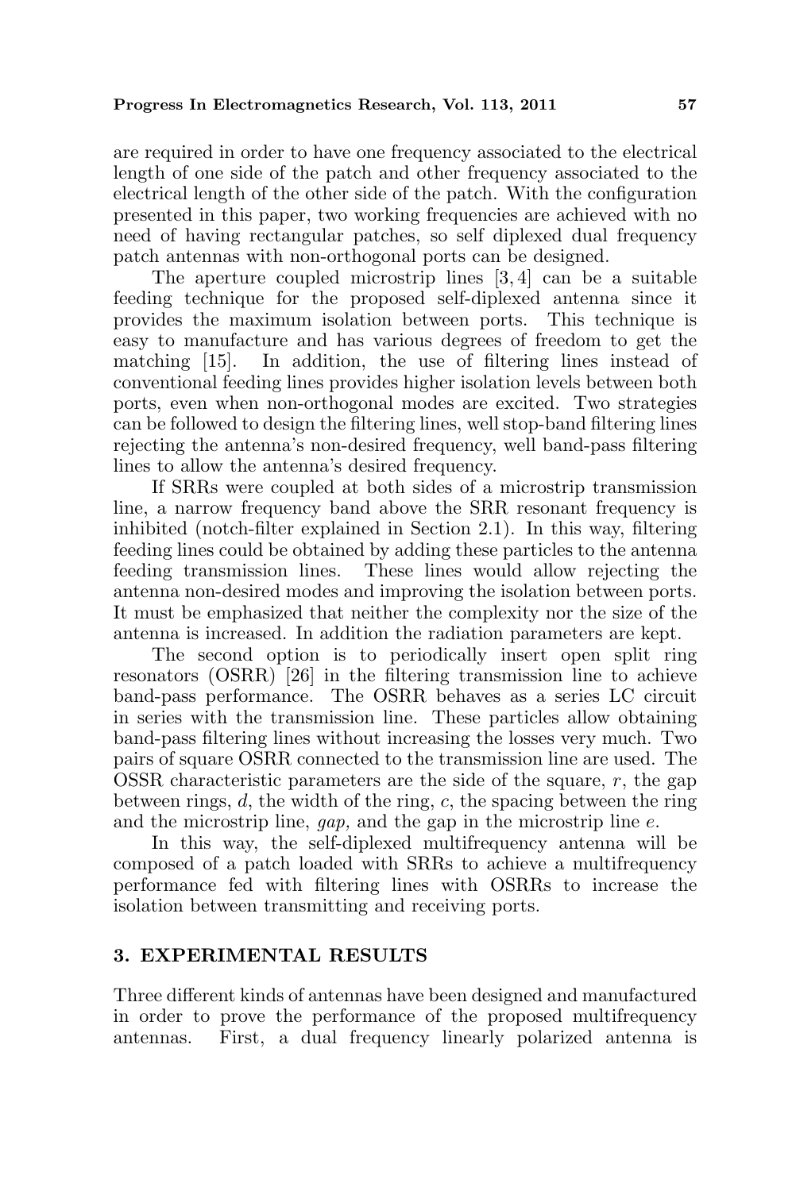are required in order to have one frequency associated to the electrical length of one side of the patch and other frequency associated to the electrical length of the other side of the patch. With the configuration presented in this paper, two working frequencies are achieved with no need of having rectangular patches, so self diplexed dual frequency patch antennas with non-orthogonal ports can be designed.

The aperture coupled microstrip lines [3, 4] can be a suitable feeding technique for the proposed self-diplexed antenna since it provides the maximum isolation between ports. This technique is easy to manufacture and has various degrees of freedom to get the matching [15]. In addition, the use of filtering lines instead of conventional feeding lines provides higher isolation levels between both ports, even when non-orthogonal modes are excited. Two strategies can be followed to design the filtering lines, well stop-band filtering lines rejecting the antenna's non-desired frequency, well band-pass filtering lines to allow the antenna's desired frequency.

If SRRs were coupled at both sides of a microstrip transmission line, a narrow frequency band above the SRR resonant frequency is inhibited (notch-filter explained in Section 2.1). In this way, filtering feeding lines could be obtained by adding these particles to the antenna feeding transmission lines. These lines would allow rejecting the antenna non-desired modes and improving the isolation between ports. It must be emphasized that neither the complexity nor the size of the antenna is increased. In addition the radiation parameters are kept.

The second option is to periodically insert open split ring resonators (OSRR) [26] in the filtering transmission line to achieve band-pass performance. The OSRR behaves as a series LC circuit in series with the transmission line. These particles allow obtaining band-pass filtering lines without increasing the losses very much. Two pairs of square OSRR connected to the transmission line are used. The OSSR characteristic parameters are the side of the square, $r$, the gap between rings, $d$, the width of the ring, $c$, the spacing between the ring and the microstrip line, *gap,* and the gap in the microstrip line $e$.

In this way, the self-diplexed multifrequency antenna will be composed of a patch loaded with SRRs to achieve a multifrequency performance fed with filtering lines with OSRRs to increase the isolation between transmitting and receiving ports.

## 3. EXPERIMENTAL RESULTS

Three different kinds of antennas have been designed and manufactured in order to prove the performance of the proposed multifrequency antennas. First, a dual frequency linearly polarized antenna is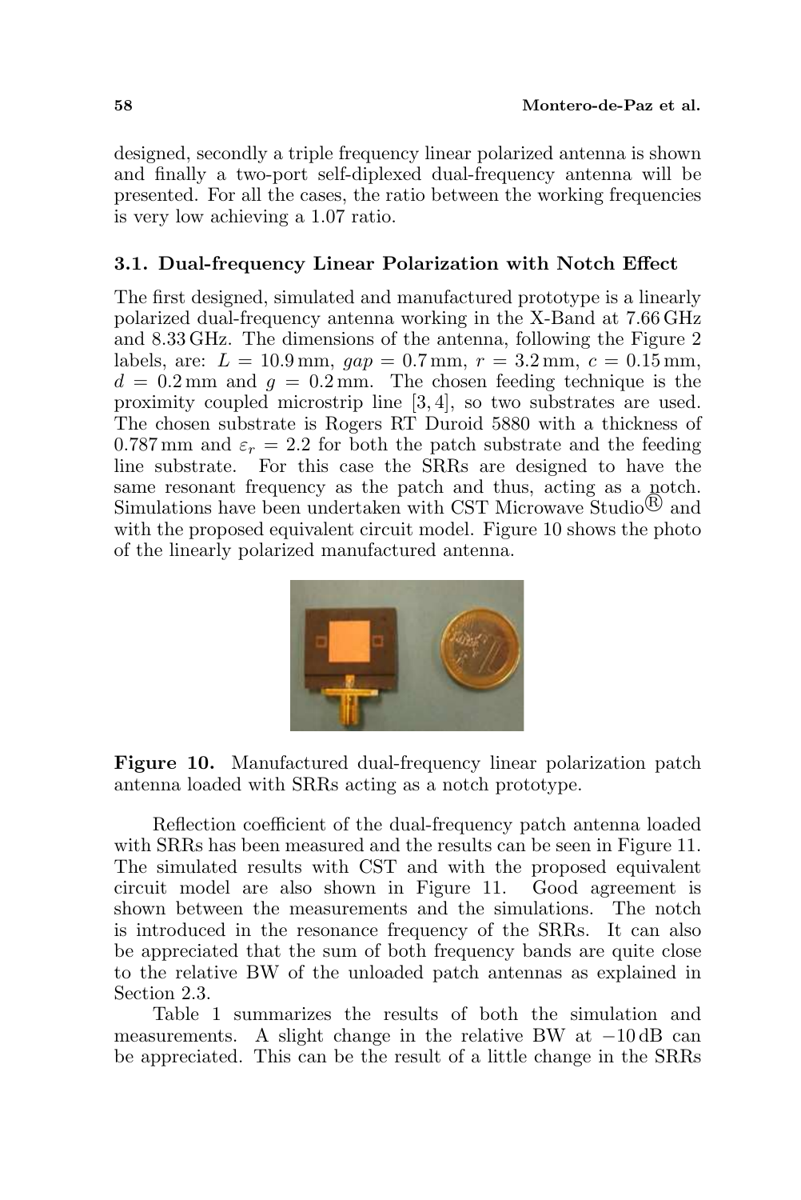designed, secondly a triple frequency linear polarized antenna is shown and finally a two-port self-diplexed dual-frequency antenna will be presented. For all the cases, the ratio between the working frequencies is very low achieving a 1.07 ratio.

### 3.1. Dual-frequency Linear Polarization with Notch Effect

The first designed, simulated and manufactured prototype is a linearly polarized dual-frequency antenna working in the X-Band at 7.66 GHz and 8.33 GHz. The dimensions of the antenna, following the Figure 2 labels, are: $L = 10.9\,\text{mm}$, $gap = 0.7\,\text{mm}$, $r = 3.2\,\text{mm}$, $c = 0.15\,\text{mm}$, $d = 0.2\,\text{mm}$ and $g = 0.2\,\text{mm}$. The chosen feeding technique is the proximity coupled microstrip line [3, 4], so two substrates are used. The chosen substrate is Rogers RT Duroid 5880 with a thickness of 0.787 mm and $\varepsilon_r = 2.2$ for both the patch substrate and the feeding line substrate. For this case the SRRs are designed to have the same resonant frequency as the patch and thus, acting as a notch. Simulations have been undertaken with CST Microwave Studio® and with the proposed equivalent circuit model. Figure 10 shows the photo of the linearly polarized manufactured antenna.

**Figure 10.** Manufactured dual-frequency linear polarization patch antenna loaded with SRRs acting as a notch prototype.

Reflection coefficient of the dual-frequency patch antenna loaded with SRRs has been measured and the results can be seen in Figure 11. The simulated results with CST and with the proposed equivalent circuit model are also shown in Figure 11. Good agreement is shown between the measurements and the simulations. The notch is introduced in the resonance frequency of the SRRs. It can also be appreciated that the sum of both frequency bands are quite close to the relative BW of the unloaded patch antennas as explained in Section 2.3.

Table 1 summarizes the results of both the simulation and measurements. A slight change in the relative BW at $-10\,\text{dB}$ can be appreciated. This can be the result of a little change in the SRRs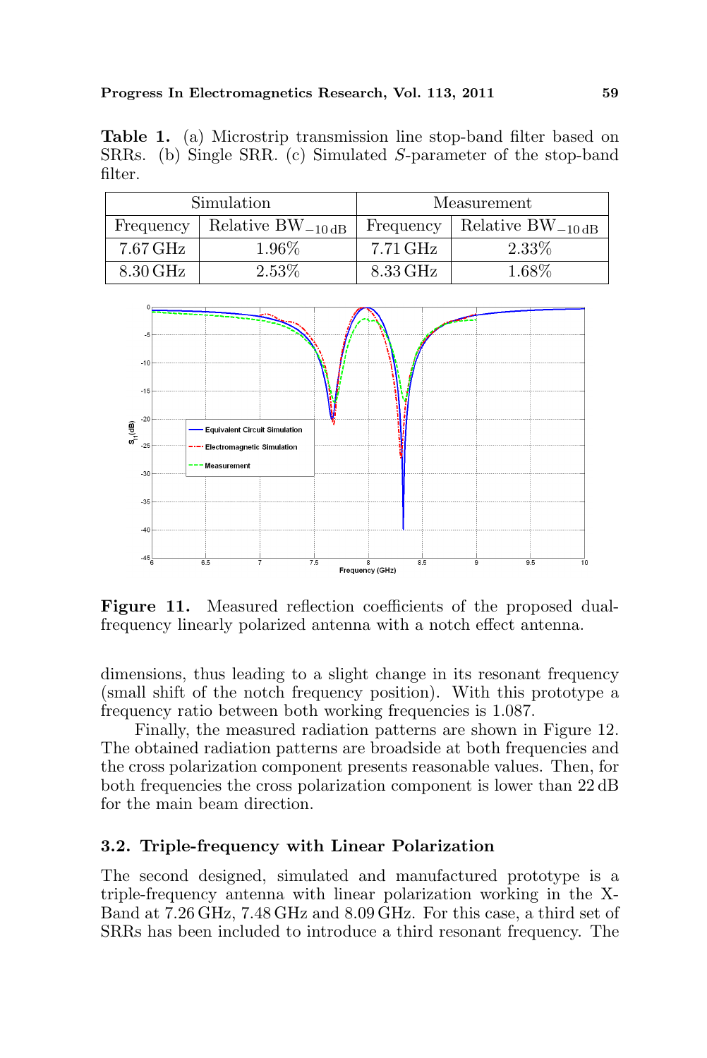**Table 1.** (a) Microstrip transmission line stop-band filter based on SRRs. (b) Single SRR. (c) Simulated $S$-parameter of the stop-band filter.

| Simulation | | Measurement | |
|---|---|---|---|
| Frequency | Relative $\mathrm{BW}_{-10\,\mathrm{dB}}$ | Frequency | Relative $\mathrm{BW}_{-10\,\mathrm{dB}}$ |
| 7.67 GHz | 1.96% | 7.71 GHz | 2.33% |
| 8.30 GHz | 2.53% | 8.33 GHz | 1.68% |

**Figure 11.** Measured reflection coefficients of the proposed dual-frequency linearly polarized antenna with a notch effect antenna.

dimensions, thus leading to a slight change in its resonant frequency (small shift of the notch frequency position). With this prototype a frequency ratio between both working frequencies is 1.087.

Finally, the measured radiation patterns are shown in Figure 12. The obtained radiation patterns are broadside at both frequencies and the cross polarization component presents reasonable values. Then, for both frequencies the cross polarization component is lower than 22 dB for the main beam direction.

### 3.2. Triple-frequency with Linear Polarization

The second designed, simulated and manufactured prototype is a triple-frequency antenna with linear polarization working in the X-Band at 7.26 GHz, 7.48 GHz and 8.09 GHz. For this case, a third set of SRRs has been included to introduce a third resonant frequency. The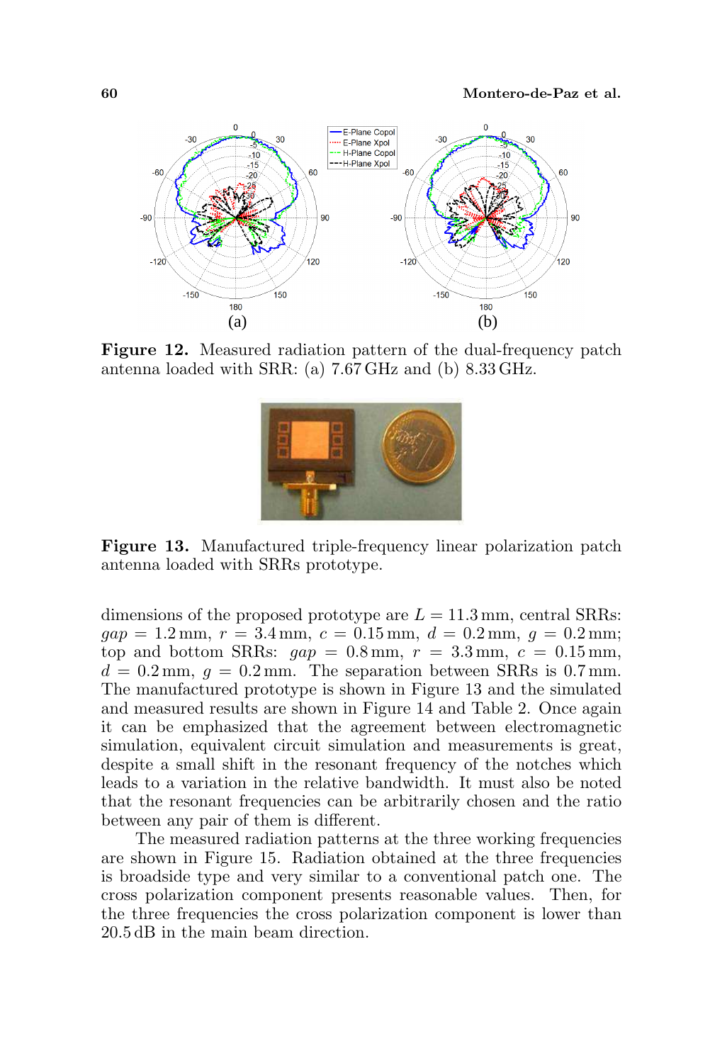**Figure 12.** Measured radiation pattern of the dual-frequency patch antenna loaded with SRR: (a) 7.67 GHz and (b) 8.33 GHz.

**Figure 13.** Manufactured triple-frequency linear polarization patch antenna loaded with SRRs prototype.

dimensions of the proposed prototype are $L = 11.3\,\text{mm}$, central SRRs: $gap = 1.2\,\text{mm}$, $r = 3.4\,\text{mm}$, $c = 0.15\,\text{mm}$, $d = 0.2\,\text{mm}$, $g = 0.2\,\text{mm}$; top and bottom SRRs: $gap = 0.8\,\text{mm}$, $r = 3.3\,\text{mm}$, $c = 0.15\,\text{mm}$, $d = 0.2\,\text{mm}$, $g = 0.2\,\text{mm}$. The separation between SRRs is 0.7 mm. The manufactured prototype is shown in Figure 13 and the simulated and measured results are shown in Figure 14 and Table 2. Once again it can be emphasized that the agreement between electromagnetic simulation, equivalent circuit simulation and measurements is great, despite a small shift in the resonant frequency of the notches which leads to a variation in the relative bandwidth. It must also be noted that the resonant frequencies can be arbitrarily chosen and the ratio between any pair of them is different.

The measured radiation patterns at the three working frequencies are shown in Figure 15. Radiation obtained at the three frequencies is broadside type and very similar to a conventional patch one. The cross polarization component presents reasonable values. Then, for the three frequencies the cross polarization component is lower than 20.5 dB in the main beam direction.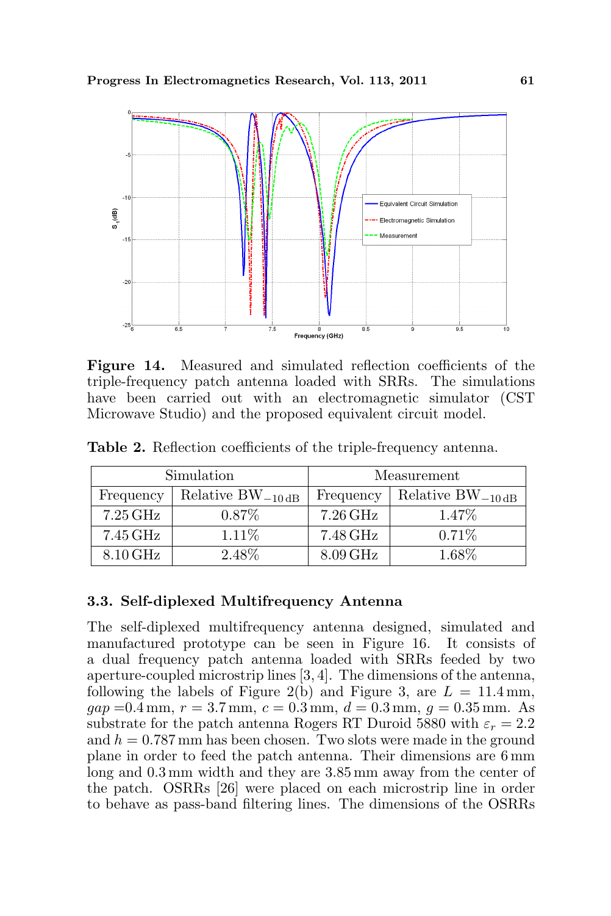Figure 14. Measured and simulated reflection coefficients of the triple-frequency patch antenna loaded with SRRs. The simulations have been carried out with an electromagnetic simulator (CST Microwave Studio) and the proposed equivalent circuit model.

Table 2. Reflection coefficients of the triple-frequency antenna.

| Simulation | | Measurement | |
|---|---|---|---|
| Frequency | Relative $\mathrm{BW}_{-10\,\mathrm{dB}}$ | Frequency | Relative $\mathrm{BW}_{-10\,\mathrm{dB}}$ |
| 7.25 GHz | 0.87% | 7.26 GHz | 1.47% |
| 7.45 GHz | 1.11% | 7.48 GHz | 0.71% |
| 8.10 GHz | 2.48% | 8.09 GHz | 1.68% |

### 3.3. Self-diplexed Multifrequency Antenna

The self-diplexed multifrequency antenna designed, simulated and manufactured prototype can be seen in Figure 16. It consists of a dual frequency patch antenna loaded with SRRs feeded by two aperture-coupled microstrip lines [3, 4]. The dimensions of the antenna, following the labels of Figure 2(b) and Figure 3, are $L = 11.4$ mm, $gap = 0.4$ mm, $r = 3.7$ mm, $c = 0.3$ mm, $d = 0.3$ mm, $g = 0.35$ mm. As substrate for the patch antenna Rogers RT Duroid 5880 with $\varepsilon_r = 2.2$ and $h = 0.787$ mm has been chosen. Two slots were made in the ground plane in order to feed the patch antenna. Their dimensions are 6 mm long and 0.3 mm width and they are 3.85 mm away from the center of the patch. OSRRs [26] were placed on each microstrip line in order to behave as pass-band filtering lines. The dimensions of the OSRRs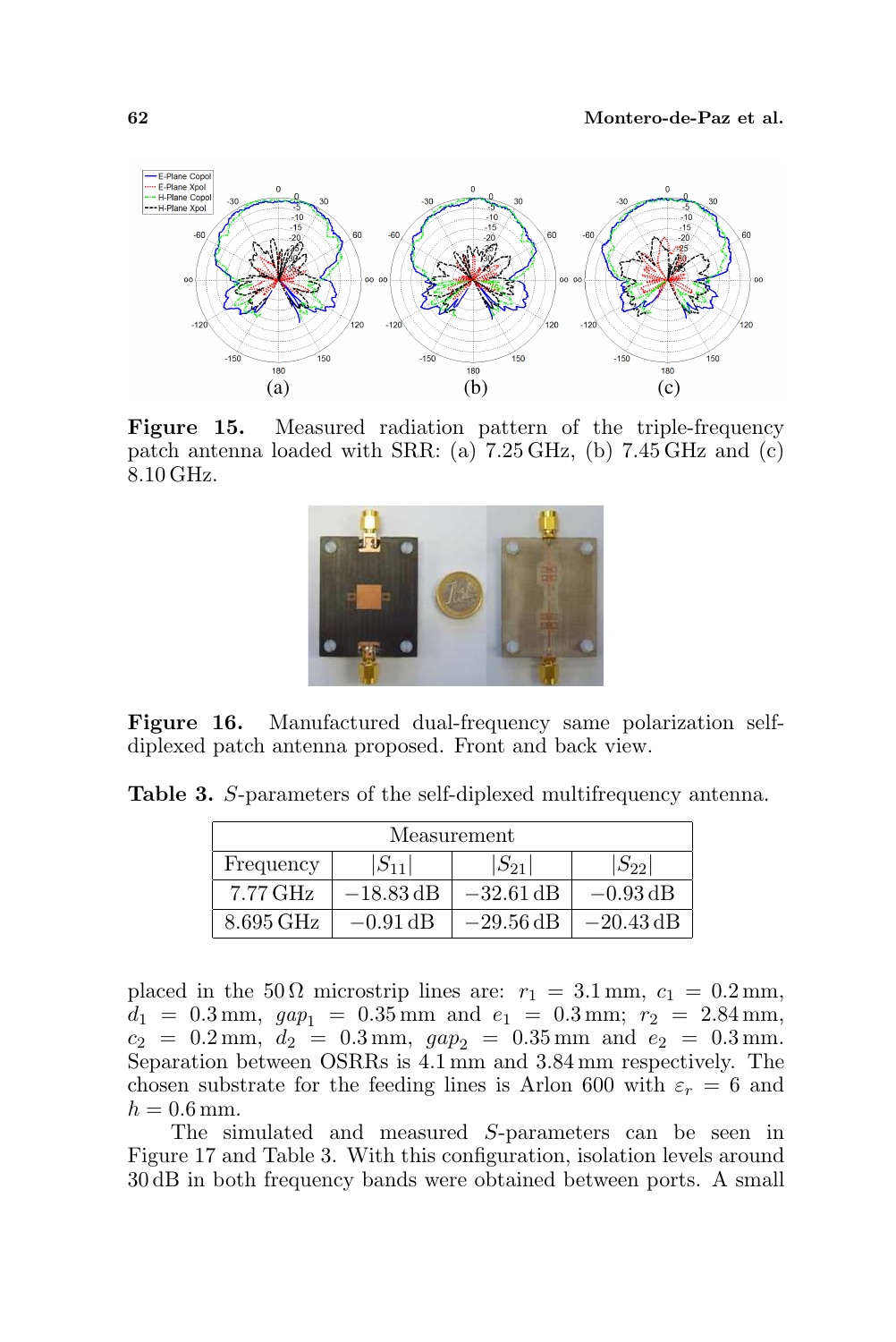**Figure 15.** Measured radiation pattern of the triple-frequency patch antenna loaded with SRR: (a) 7.25 GHz, (b) 7.45 GHz and (c) 8.10 GHz.

**Figure 16.** Manufactured dual-frequency same polarization self-diplexed patch antenna proposed. Front and back view.

**Table 3.** $S$-parameters of the self-diplexed multifrequency antenna.

| Measurement | | | |
|---|---|---|---|
| Frequency | $\vert S_{11}\vert$ | $\vert S_{21}\vert$ | $\vert S_{22}\vert$ |
| 7.77 GHz | −18.83 dB | −32.61 dB | −0.93 dB |
| 8.695 GHz | −0.91 dB | −29.56 dB | −20.43 dB |

placed in the 50 Ω microstrip lines are: $r_1 = 3.1$ mm, $c_1 = 0.2$ mm, $d_1 = 0.3$ mm, $gap_1 = 0.35$ mm and $e_1 = 0.3$ mm; $r_2 = 2.84$ mm, $c_2 = 0.2$ mm, $d_2 = 0.3$ mm, $gap_2 = 0.35$ mm and $e_2 = 0.3$ mm. Separation between OSRRs is 4.1 mm and 3.84 mm respectively. The chosen substrate for the feeding lines is Arlon 600 with $\varepsilon_r = 6$ and $h = 0.6$ mm.

The simulated and measured $S$-parameters can be seen in Figure 17 and Table 3. With this configuration, isolation levels around 30 dB in both frequency bands were obtained between ports. A small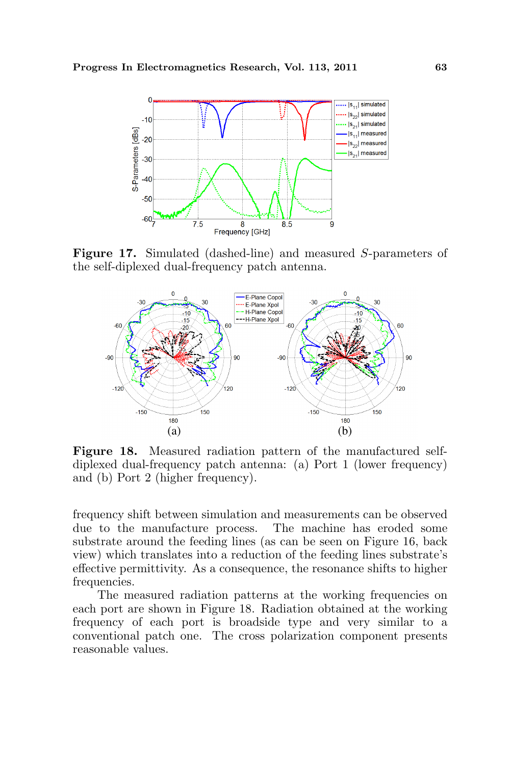**Figure 17.** Simulated (dashed-line) and measured $S$-parameters of the self-diplexed dual-frequency patch antenna.

**Figure 18.** Measured radiation pattern of the manufactured self-diplexed dual-frequency patch antenna: (a) Port 1 (lower frequency) and (b) Port 2 (higher frequency).

frequency shift between simulation and measurements can be observed due to the manufacture process. The machine has eroded some substrate around the feeding lines (as can be seen on Figure 16, back view) which translates into a reduction of the feeding lines substrate's effective permittivity. As a consequence, the resonance shifts to higher frequencies.

The measured radiation patterns at the working frequencies on each port are shown in Figure 18. Radiation obtained at the working frequency of each port is broadside type and very similar to a conventional patch one. The cross polarization component presents reasonable values.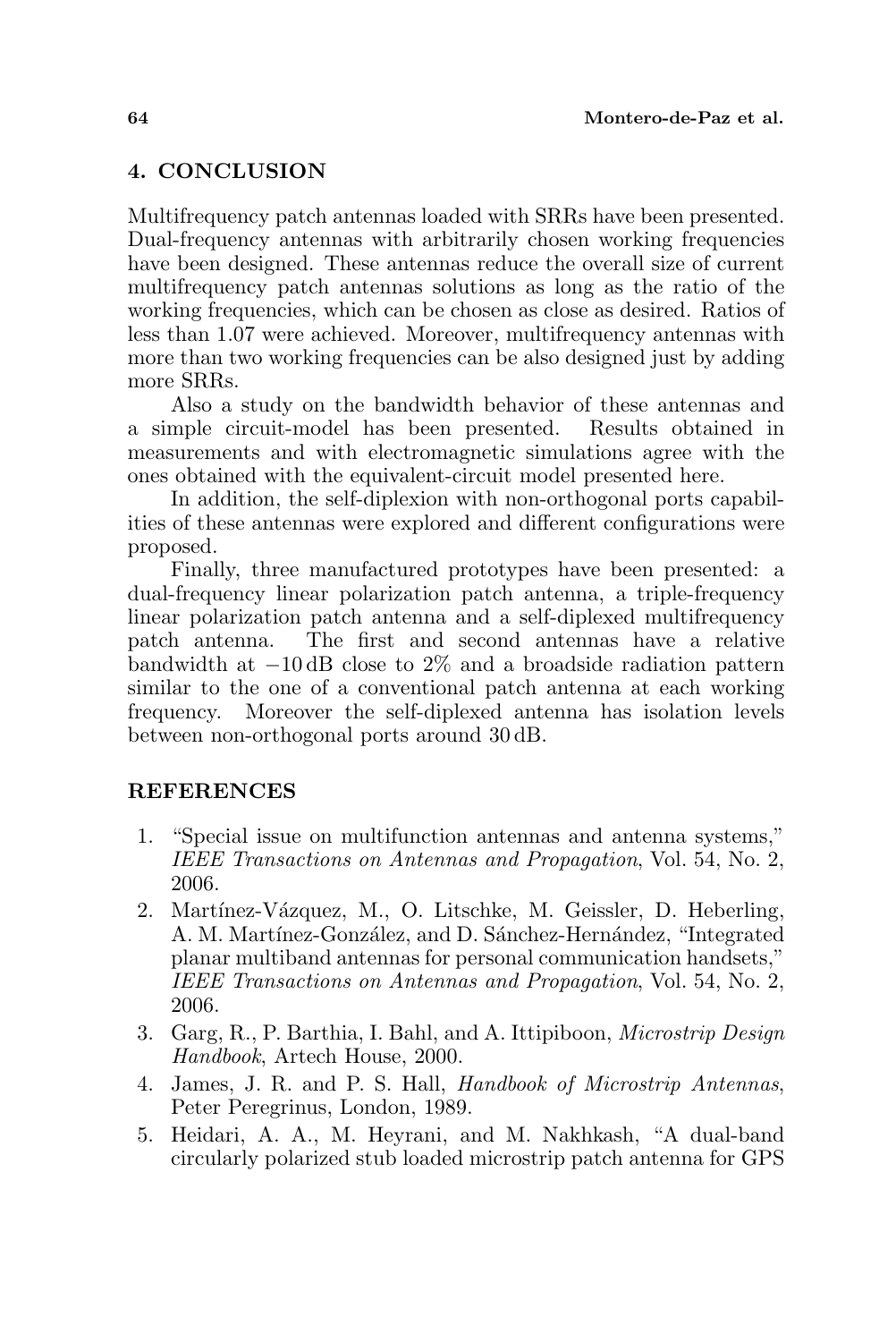## 4. CONCLUSION

Multifrequency patch antennas loaded with SRRs have been presented. Dual-frequency antennas with arbitrarily chosen working frequencies have been designed. These antennas reduce the overall size of current multifrequency patch antennas solutions as long as the ratio of the working frequencies, which can be chosen as close as desired. Ratios of less than 1.07 were achieved. Moreover, multifrequency antennas with more than two working frequencies can be also designed just by adding more SRRs.

Also a study on the bandwidth behavior of these antennas and a simple circuit-model has been presented. Results obtained in measurements and with electromagnetic simulations agree with the ones obtained with the equivalent-circuit model presented here.

In addition, the self-diplexion with non-orthogonal ports capabilities of these antennas were explored and different configurations were proposed.

Finally, three manufactured prototypes have been presented: a dual-frequency linear polarization patch antenna, a triple-frequency linear polarization patch antenna and a self-diplexed multifrequency patch antenna. The first and second antennas have a relative bandwidth at $-10$ dB close to 2% and a broadside radiation pattern similar to the one of a conventional patch antenna at each working frequency. Moreover the self-diplexed antenna has isolation levels between non-orthogonal ports around 30 dB.

## REFERENCES

1. "Special issue on multifunction antennas and antenna systems," *IEEE Transactions on Antennas and Propagation*, Vol. 54, No. 2, 2006.
2. Martínez-Vázquez, M., O. Litschke, M. Geissler, D. Heberling, A. M. Martínez-González, and D. Sánchez-Hernández, "Integrated planar multiband antennas for personal communication handsets," *IEEE Transactions on Antennas and Propagation*, Vol. 54, No. 2, 2006.
3. Garg, R., P. Barthia, I. Bahl, and A. Ittipiboon, *Microstrip Design Handbook*, Artech House, 2000.
4. James, J. R. and P. S. Hall, *Handbook of Microstrip Antennas*, Peter Peregrinus, London, 1989.
5. Heidari, A. A., M. Heyrani, and M. Nakhkash, "A dual-band circularly polarized stub loaded microstrip patch antenna for GPS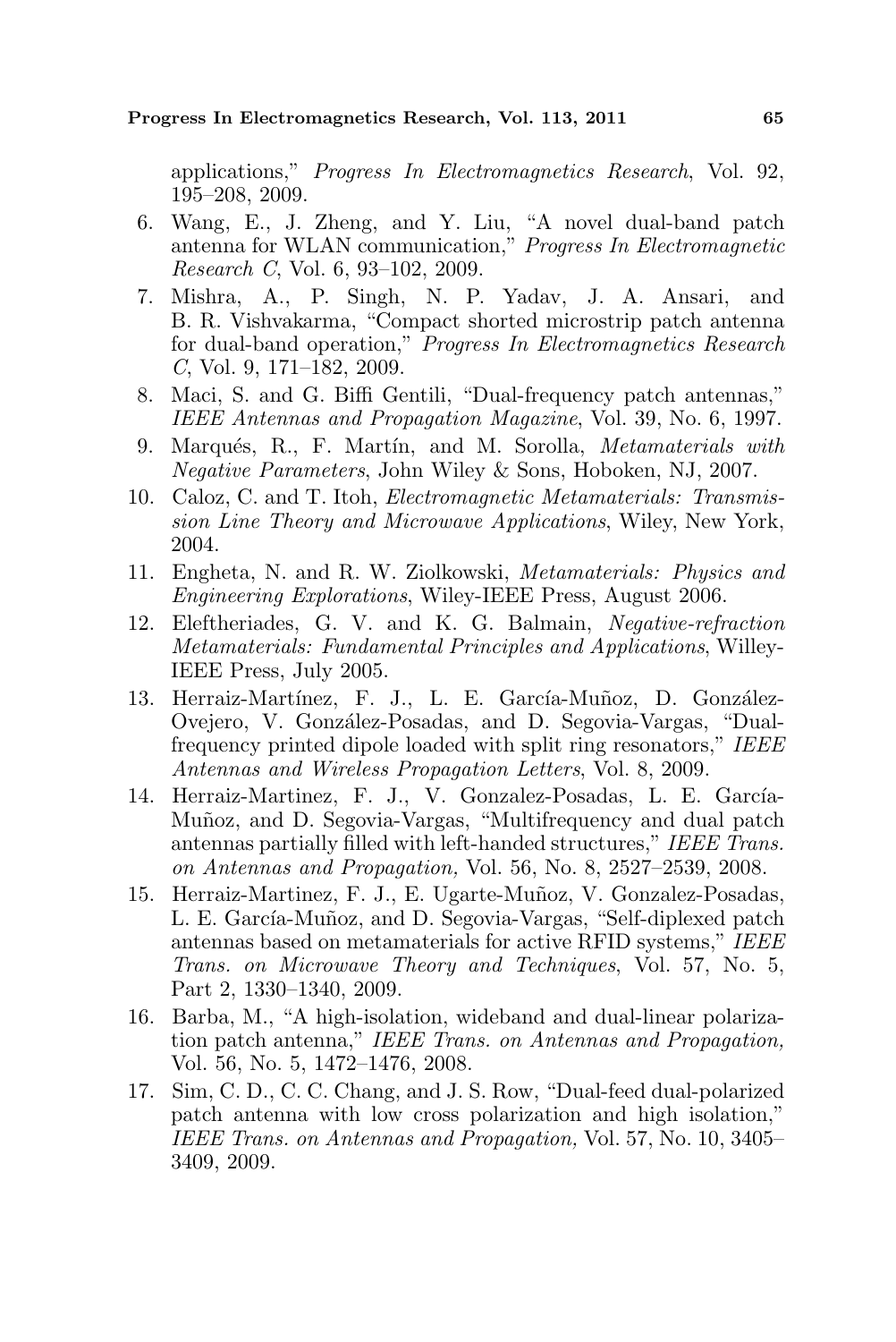applications," *Progress In Electromagnetics Research*, Vol. 92, 195–208, 2009.

6. Wang, E., J. Zheng, and Y. Liu, "A novel dual-band patch antenna for WLAN communication," *Progress In Electromagnetic Research C*, Vol. 6, 93–102, 2009.
7. Mishra, A., P. Singh, N. P. Yadav, J. A. Ansari, and B. R. Vishvakarma, "Compact shorted microstrip patch antenna for dual-band operation," *Progress In Electromagnetics Research C*, Vol. 9, 171–182, 2009.
8. Maci, S. and G. Biffi Gentili, "Dual-frequency patch antennas," *IEEE Antennas and Propagation Magazine*, Vol. 39, No. 6, 1997.
9. Marqués, R., F. Martín, and M. Sorolla, *Metamaterials with Negative Parameters*, John Wiley & Sons, Hoboken, NJ, 2007.
10. Caloz, C. and T. Itoh, *Electromagnetic Metamaterials: Transmission Line Theory and Microwave Applications*, Wiley, New York, 2004.
11. Engheta, N. and R. W. Ziolkowski, *Metamaterials: Physics and Engineering Explorations*, Wiley-IEEE Press, August 2006.
12. Eleftheriades, G. V. and K. G. Balmain, *Negative-refraction Metamaterials: Fundamental Principles and Applications*, Willey-IEEE Press, July 2005.
13. Herraiz-Martínez, F. J., L. E. García-Muñoz, D. González-Ovejero, V. González-Posadas, and D. Segovia-Vargas, "Dual-frequency printed dipole loaded with split ring resonators," *IEEE Antennas and Wireless Propagation Letters*, Vol. 8, 2009.
14. Herraiz-Martinez, F. J., V. Gonzalez-Posadas, L. E. García-Muñoz, and D. Segovia-Vargas, "Multifrequency and dual patch antennas partially filled with left-handed structures," *IEEE Trans. on Antennas and Propagation,* Vol. 56, No. 8, 2527–2539, 2008.
15. Herraiz-Martinez, F. J., E. Ugarte-Muñoz, V. Gonzalez-Posadas, L. E. García-Muñoz, and D. Segovia-Vargas, "Self-diplexed patch antennas based on metamaterials for active RFID systems," *IEEE Trans. on Microwave Theory and Techniques*, Vol. 57, No. 5, Part 2, 1330–1340, 2009.
16. Barba, M., "A high-isolation, wideband and dual-linear polarization patch antenna," *IEEE Trans. on Antennas and Propagation,* Vol. 56, No. 5, 1472–1476, 2008.
17. Sim, C. D., C. C. Chang, and J. S. Row, "Dual-feed dual-polarized patch antenna with low cross polarization and high isolation," *IEEE Trans. on Antennas and Propagation,* Vol. 57, No. 10, 3405–3409, 2009.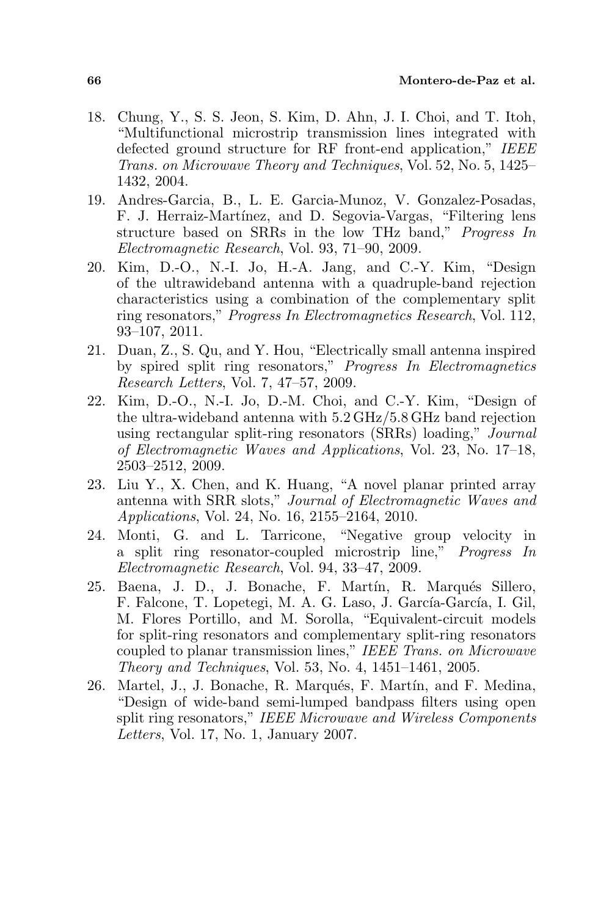18. Chung, Y., S. S. Jeon, S. Kim, D. Ahn, J. I. Choi, and T. Itoh, "Multifunctional microstrip transmission lines integrated with defected ground structure for RF front-end application," *IEEE Trans. on Microwave Theory and Techniques*, Vol. 52, No. 5, 1425–1432, 2004.
19. Andres-Garcia, B., L. E. Garcia-Munoz, V. Gonzalez-Posadas, F. J. Herraiz-Martínez, and D. Segovia-Vargas, "Filtering lens structure based on SRRs in the low THz band," *Progress In Electromagnetic Research*, Vol. 93, 71–90, 2009.
20. Kim, D.-O., N.-I. Jo, H.-A. Jang, and C.-Y. Kim, "Design of the ultrawideband antenna with a quadruple-band rejection characteristics using a combination of the complementary split ring resonators," *Progress In Electromagnetics Research*, Vol. 112, 93–107, 2011.
21. Duan, Z., S. Qu, and Y. Hou, "Electrically small antenna inspired by spired split ring resonators," *Progress In Electromagnetics Research Letters*, Vol. 7, 47–57, 2009.
22. Kim, D.-O., N.-I. Jo, D.-M. Choi, and C.-Y. Kim, "Design of the ultra-wideband antenna with 5.2 GHz/5.8 GHz band rejection using rectangular split-ring resonators (SRRs) loading," *Journal of Electromagnetic Waves and Applications*, Vol. 23, No. 17–18, 2503–2512, 2009.
23. Liu Y., X. Chen, and K. Huang, "A novel planar printed array antenna with SRR slots," *Journal of Electromagnetic Waves and Applications*, Vol. 24, No. 16, 2155–2164, 2010.
24. Monti, G. and L. Tarricone, "Negative group velocity in a split ring resonator-coupled microstrip line," *Progress In Electromagnetic Research*, Vol. 94, 33–47, 2009.
25. Baena, J. D., J. Bonache, F. Martín, R. Marqués Sillero, F. Falcone, T. Lopetegi, M. A. G. Laso, J. García-García, I. Gil, M. Flores Portillo, and M. Sorolla, "Equivalent-circuit models for split-ring resonators and complementary split-ring resonators coupled to planar transmission lines," *IEEE Trans. on Microwave Theory and Techniques*, Vol. 53, No. 4, 1451–1461, 2005.
26. Martel, J., J. Bonache, R. Marqués, F. Martín, and F. Medina, "Design of wide-band semi-lumped bandpass filters using open split ring resonators," *IEEE Microwave and Wireless Components Letters*, Vol. 17, No. 1, January 2007.